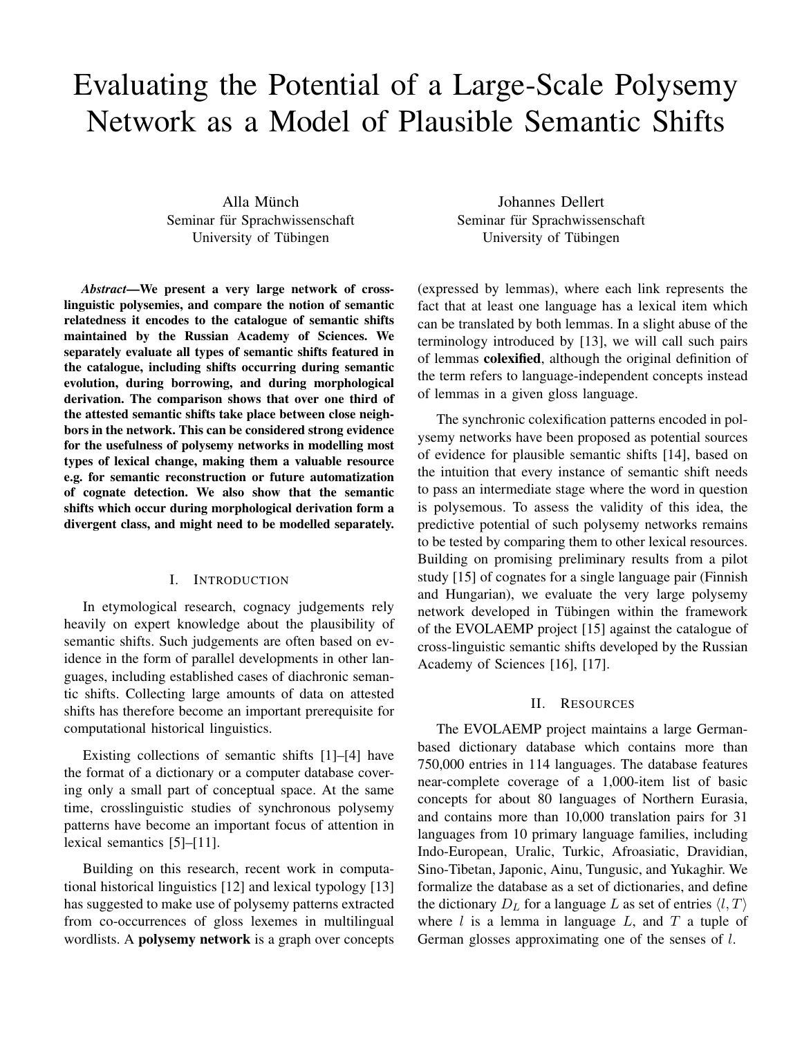# Evaluating the Potential of a Large-Scale Polysemy Network as a Model of Plausible Semantic Shifts

Alla Münch
Seminar für Sprachwissenschaft
University of Tübingen

Johannes Dellert
Seminar für Sprachwissenschaft
University of Tübingen

***Abstract*—We present a very large network of cross-linguistic polysemies, and compare the notion of semantic relatedness it encodes to the catalogue of semantic shifts maintained by the Russian Academy of Sciences. We separately evaluate all types of semantic shifts featured in the catalogue, including shifts occurring during semantic evolution, during borrowing, and during morphological derivation. The comparison shows that over one third of the attested semantic shifts take place between close neighbors in the network. This can be considered strong evidence for the usefulness of polysemy networks in modelling most types of lexical change, making them a valuable resource e.g. for semantic reconstruction or future automatization of cognate detection. We also show that the semantic shifts which occur during morphological derivation form a divergent class, and might need to be modelled separately.**

## I. Introduction

In etymological research, cognacy judgements rely heavily on expert knowledge about the plausibility of semantic shifts. Such judgements are often based on evidence in the form of parallel developments in other languages, including established cases of diachronic semantic shifts. Collecting large amounts of data on attested shifts has therefore become an important prerequisite for computational historical linguistics.

Existing collections of semantic shifts [1]–[4] have the format of a dictionary or a computer database covering only a small part of conceptual space. At the same time, crosslinguistic studies of synchronous polysemy patterns have become an important focus of attention in lexical semantics [5]–[11].

Building on this research, recent work in computational historical linguistics [12] and lexical typology [13] has suggested to make use of polysemy patterns extracted from co-occurrences of gloss lexemes in multilingual wordlists. A **polysemy network** is a graph over concepts (expressed by lemmas), where each link represents the fact that at least one language has a lexical item which can be translated by both lemmas. In a slight abuse of the terminology introduced by [13], we will call such pairs of lemmas **colexified**, although the original definition of the term refers to language-independent concepts instead of lemmas in a given gloss language.

The synchronic colexification patterns encoded in polysemy networks have been proposed as potential sources of evidence for plausible semantic shifts [14], based on the intuition that every instance of semantic shift needs to pass an intermediate stage where the word in question is polysemous. To assess the validity of this idea, the predictive potential of such polysemy networks remains to be tested by comparing them to other lexical resources. Building on promising preliminary results from a pilot study [15] of cognates for a single language pair (Finnish and Hungarian), we evaluate the very large polysemy network developed in Tübingen within the framework of the EVOLAEMP project [15] against the catalogue of cross-linguistic semantic shifts developed by the Russian Academy of Sciences [16], [17].

## II. Resources

The EVOLAEMP project maintains a large German-based dictionary database which contains more than 750,000 entries in 114 languages. The database features near-complete coverage of a 1,000-item list of basic concepts for about 80 languages of Northern Eurasia, and contains more than 10,000 translation pairs for 31 languages from 10 primary language families, including Indo-European, Uralic, Turkic, Afroasiatic, Dravidian, Sino-Tibetan, Japonic, Ainu, Tungusic, and Yukaghir. We formalize the database as a set of dictionaries, and define the dictionary $D_L$ for a language $L$ as set of entries $\langle l, T \rangle$ where $l$ is a lemma in language $L$, and $T$ a tuple of German glosses approximating one of the senses of $l$.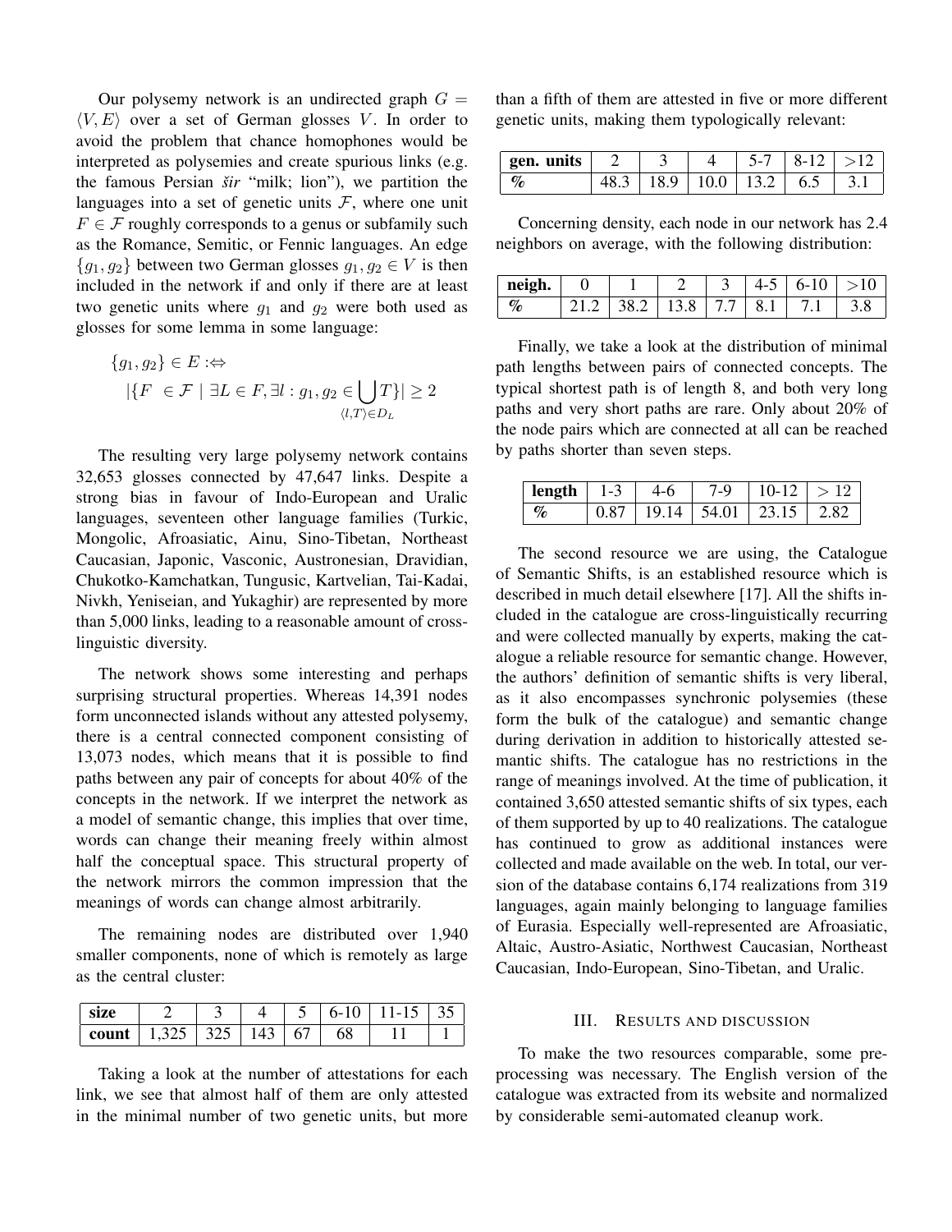Our polysemy network is an undirected graph $G = \langle V, E \rangle$ over a set of German glosses $V$. In order to avoid the problem that chance homophones would be interpreted as polysemies and create spurious links (e.g. the famous Persian *šir* "milk; lion"), we partition the languages into a set of genetic units $\mathcal{F}$, where one unit $F \in \mathcal{F}$ roughly corresponds to a genus or subfamily such as the Romance, Semitic, or Fennic languages. An edge $\{g_1, g_2\}$ between two German glosses $g_1, g_2 \in V$ is then included in the network if and only if there are at least two genetic units where $g_1$ and $g_2$ were both used as glosses for some lemma in some language:

$$\{g_1, g_2\} \in E :\Leftrightarrow$$
$$|\{F \in \mathcal{F} \mid \exists L \in F, \exists l : g_1, g_2 \in \bigcup_{\langle l,T \rangle \in D_L} T\}| \geq 2$$

The resulting very large polysemy network contains 32,653 glosses connected by 47,647 links. Despite a strong bias in favour of Indo-European and Uralic languages, seventeen other language families (Turkic, Mongolic, Afroasiatic, Ainu, Sino-Tibetan, Northeast Caucasian, Japonic, Vasconic, Austronesian, Dravidian, Chukotko-Kamchatkan, Tungusic, Kartvelian, Tai-Kadai, Nivkh, Yeniseian, and Yukaghir) are represented by more than 5,000 links, leading to a reasonable amount of cross-linguistic diversity.

The network shows some interesting and perhaps surprising structural properties. Whereas 14,391 nodes form unconnected islands without any attested polysemy, there is a central connected component consisting of 13,073 nodes, which means that it is possible to find paths between any pair of concepts for about 40% of the concepts in the network. If we interpret the network as a model of semantic change, this implies that over time, words can change their meaning freely within almost half the conceptual space. This structural property of the network mirrors the common impression that the meanings of words can change almost arbitrarily.

The remaining nodes are distributed over 1,940 smaller components, none of which is remotely as large as the central cluster:

| **size** | 2 | 3 | 4 | 5 | 6-10 | 11-15 | 35 |
|---|---|---|---|---|---|---|---|
| **count** | 1,325 | 325 | 143 | 67 | 68 | 11 | 1 |

Taking a look at the number of attestations for each link, we see that almost half of them are only attested in the minimal number of two genetic units, but more than a fifth of them are attested in five or more different genetic units, making them typologically relevant:

| **gen. units** | 2 | 3 | 4 | 5-7 | 8-12 | >12 |
|---|---|---|---|---|---|---|
| **%** | 48.3 | 18.9 | 10.0 | 13.2 | 6.5 | 3.1 |

Concerning density, each node in our network has 2.4 neighbors on average, with the following distribution:

| **neigh.** | 0 | 1 | 2 | 3 | 4-5 | 6-10 | >10 |
|---|---|---|---|---|---|---|---|
| **%** | 21.2 | 38.2 | 13.8 | 7.7 | 8.1 | 7.1 | 3.8 |

Finally, we take a look at the distribution of minimal path lengths between pairs of connected concepts. The typical shortest path is of length 8, and both very long paths and very short paths are rare. Only about 20% of the node pairs which are connected at all can be reached by paths shorter than seven steps.

| **length** | 1-3 | 4-6 | 7-9 | 10-12 | > 12 |
|---|---|---|---|---|---|
| **%** | 0.87 | 19.14 | 54.01 | 23.15 | 2.82 |

The second resource we are using, the Catalogue of Semantic Shifts, is an established resource which is described in much detail elsewhere [17]. All the shifts included in the catalogue are cross-linguistically recurring and were collected manually by experts, making the catalogue a reliable resource for semantic change. However, the authors' definition of semantic shifts is very liberal, as it also encompasses synchronic polysemies (these form the bulk of the catalogue) and semantic change during derivation in addition to historically attested semantic shifts. The catalogue has no restrictions in the range of meanings involved. At the time of publication, it contained 3,650 attested semantic shifts of six types, each of them supported by up to 40 realizations. The catalogue has continued to grow as additional instances were collected and made available on the web. In total, our version of the database contains 6,174 realizations from 319 languages, again mainly belonging to language families of Eurasia. Especially well-represented are Afroasiatic, Altaic, Austro-Asiatic, Northwest Caucasian, Northeast Caucasian, Indo-European, Sino-Tibetan, and Uralic.

## III. Results and Discussion

To make the two resources comparable, some preprocessing was necessary. The English version of the catalogue was extracted from its website and normalized by considerable semi-automated cleanup work.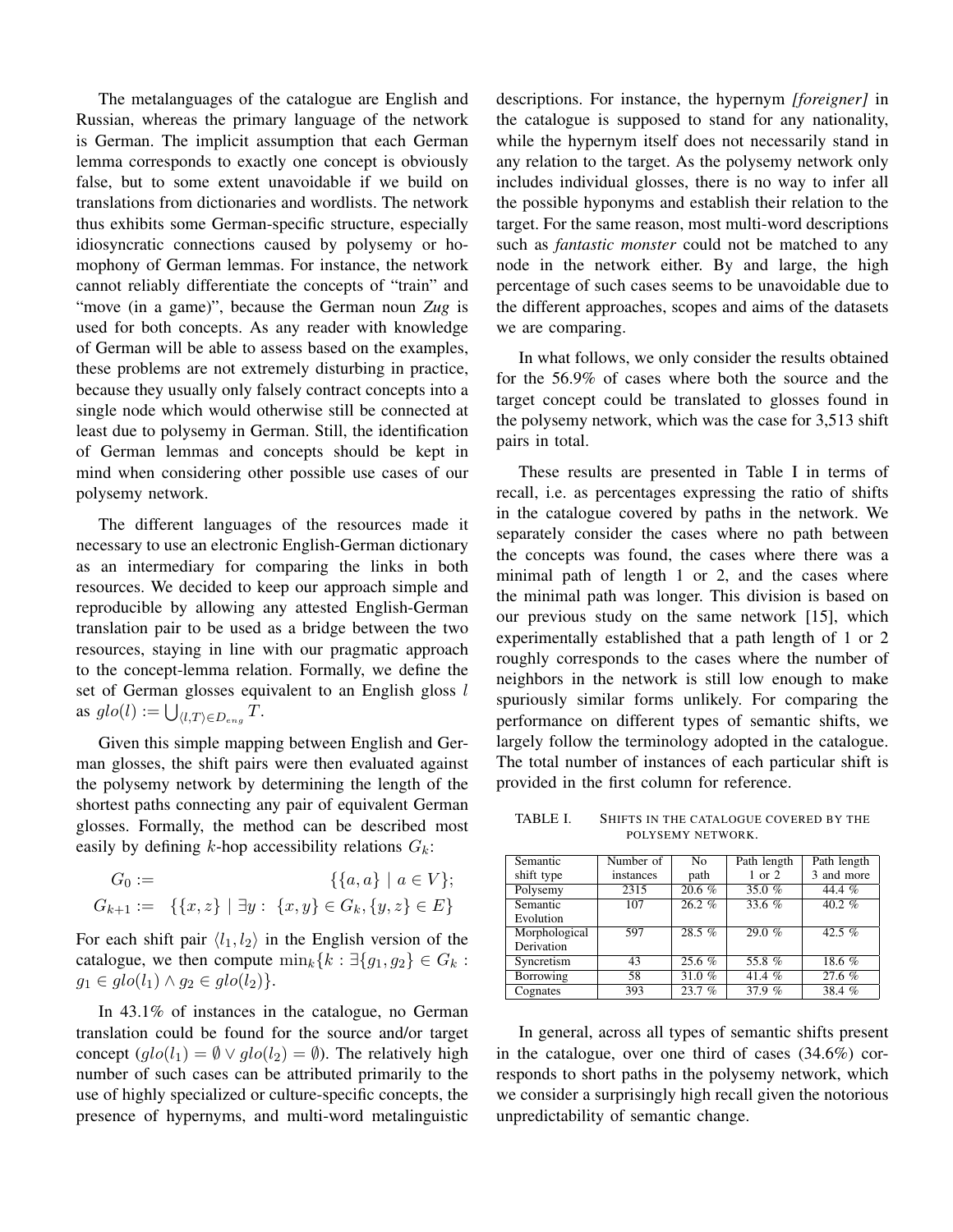The metalanguages of the catalogue are English and Russian, whereas the primary language of the network is German. The implicit assumption that each German lemma corresponds to exactly one concept is obviously false, but to some extent unavoidable if we build on translations from dictionaries and wordlists. The network thus exhibits some German-specific structure, especially idiosyncratic connections caused by polysemy or homophony of German lemmas. For instance, the network cannot reliably differentiate the concepts of "train" and "move (in a game)", because the German noun *Zug* is used for both concepts. As any reader with knowledge of German will be able to assess based on the examples, these problems are not extremely disturbing in practice, because they usually only falsely contract concepts into a single node which would otherwise still be connected at least due to polysemy in German. Still, the identification of German lemmas and concepts should be kept in mind when considering other possible use cases of our polysemy network.

The different languages of the resources made it necessary to use an electronic English-German dictionary as an intermediary for comparing the links in both resources. We decided to keep our approach simple and reproducible by allowing any attested English-German translation pair to be used as a bridge between the two resources, staying in line with our pragmatic approach to the concept-lemma relation. Formally, we define the set of German glosses equivalent to an English gloss $l$ as $glo(l) := \bigcup_{\langle l,T \rangle \in D_{eng}} T$.

Given this simple mapping between English and German glosses, the shift pairs were then evaluated against the polysemy network by determining the length of the shortest paths connecting any pair of equivalent German glosses. Formally, the method can be described most easily by defining $k$-hop accessibility relations $G_k$:

$$G_0 := \{\{a, a\} \mid a \in V\};$$
$$G_{k+1} := \{\{x, z\} \mid \exists y : \{x, y\} \in G_k, \{y, z\} \in E\}$$

For each shift pair $\langle l_1, l_2 \rangle$ in the English version of the catalogue, we then compute $\min_k\{k : \exists \{g_1, g_2\} \in G_k : g_1 \in glo(l_1) \wedge g_2 \in glo(l_2)\}$.

In 43.1% of instances in the catalogue, no German translation could be found for the source and/or target concept ($glo(l_1) = \emptyset \vee glo(l_2) = \emptyset$). The relatively high number of such cases can be attributed primarily to the use of highly specialized or culture-specific concepts, the presence of hypernyms, and multi-word metalinguistic descriptions. For instance, the hypernym *[foreigner]* in the catalogue is supposed to stand for any nationality, while the hypernym itself does not necessarily stand in any relation to the target. As the polysemy network only includes individual glosses, there is no way to infer all the possible hyponyms and establish their relation to the target. For the same reason, most multi-word descriptions such as *fantastic monster* could not be matched to any node in the network either. By and large, the high percentage of such cases seems to be unavoidable due to the different approaches, scopes and aims of the datasets we are comparing.

In what follows, we only consider the results obtained for the 56.9% of cases where both the source and the target concept could be translated to glosses found in the polysemy network, which was the case for 3,513 shift pairs in total.

These results are presented in Table I in terms of recall, i.e. as percentages expressing the ratio of shifts in the catalogue covered by paths in the network. We separately consider the cases where no path between the concepts was found, the cases where there was a minimal path of length 1 or 2, and the cases where the minimal path was longer. This division is based on our previous study on the same network [15], which experimentally established that a path length of 1 or 2 roughly corresponds to the cases where the number of neighbors in the network is still low enough to make spuriously similar forms unlikely. For comparing the performance on different types of semantic shifts, we largely follow the terminology adopted in the catalogue. The total number of instances of each particular shift is provided in the first column for reference.

TABLE I. SHIFTS IN THE CATALOGUE COVERED BY THE POLYSEMY NETWORK.

| Semantic shift type | Number of instances | No path | Path length 1 or 2 | Path length 3 and more |
|---|---|---|---|---|
| Polysemy | 2315 | 20.6 % | 35.0 % | 44.4 % |
| Semantic Evolution | 107 | 26.2 % | 33.6 % | 40.2 % |
| Morphological Derivation | 597 | 28.5 % | 29.0 % | 42.5 % |
| Syncretism | 43 | 25.6 % | 55.8 % | 18.6 % |
| Borrowing | 58 | 31.0 % | 41.4 % | 27.6 % |
| Cognates | 393 | 23.7 % | 37.9 % | 38.4 % |

In general, across all types of semantic shifts present in the catalogue, over one third of cases (34.6%) corresponds to short paths in the polysemy network, which we consider a surprisingly high recall given the notorious unpredictability of semantic change.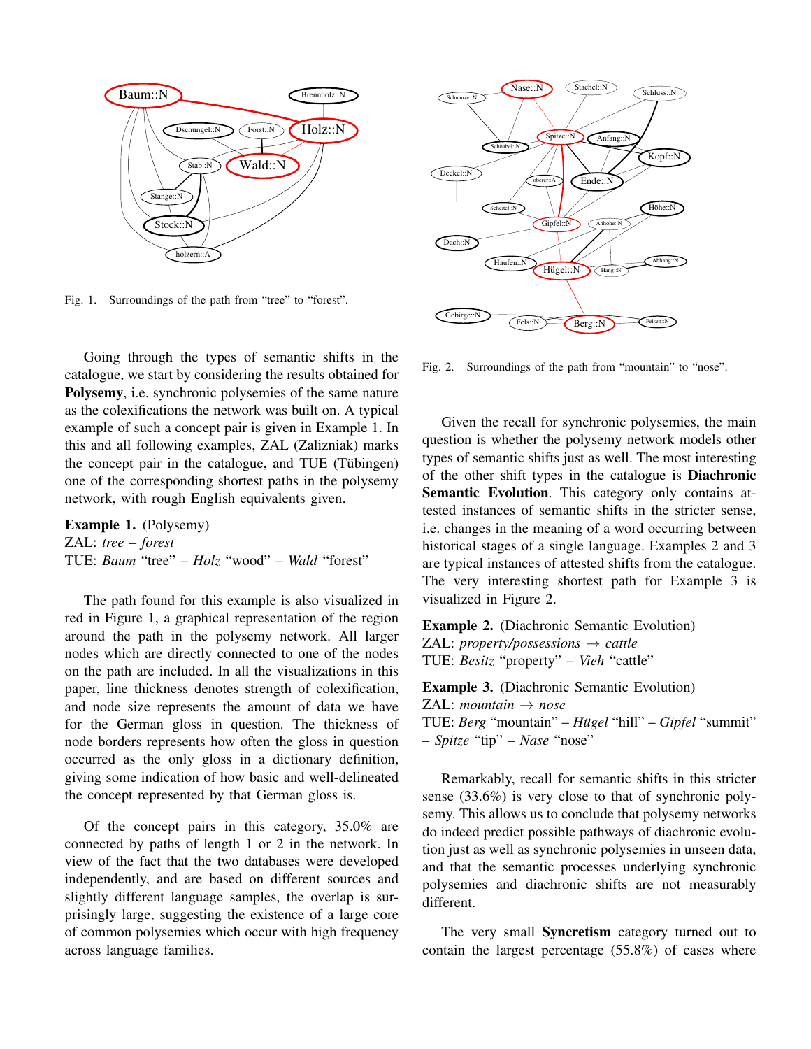Fig. 1. Surroundings of the path from "tree" to "forest".

Going through the types of semantic shifts in the catalogue, we start by considering the results obtained for **Polysemy**, i.e. synchronic polysemies of the same nature as the colexifications the network was built on. A typical example of such a concept pair is given in Example 1. In this and all following examples, ZAL (Zalizniak) marks the concept pair in the catalogue, and TUE (Tübingen) one of the corresponding shortest paths in the polysemy network, with rough English equivalents given.

**Example 1.** (Polysemy)
ZAL: *tree – forest*
TUE: *Baum* "tree" – *Holz* "wood" – *Wald* "forest"

The path found for this example is also visualized in red in Figure 1, a graphical representation of the region around the path in the polysemy network. All larger nodes which are directly connected to one of the nodes on the path are included. In all the visualizations in this paper, line thickness denotes strength of colexification, and node size represents the amount of data we have for the German gloss in question. The thickness of node borders represents how often the gloss in question occurred as the only gloss in a dictionary definition, giving some indication of how basic and well-delineated the concept represented by that German gloss is.

Of the concept pairs in this category, 35.0% are connected by paths of length 1 or 2 in the network. In view of the fact that the two databases were developed independently, and are based on different sources and slightly different language samples, the overlap is surprisingly large, suggesting the existence of a large core of common polysemies which occur with high frequency across language families.

Fig. 2. Surroundings of the path from "mountain" to "nose".

Given the recall for synchronic polysemies, the main question is whether the polysemy network models other types of semantic shifts just as well. The most interesting of the other shift types in the catalogue is **Diachronic Semantic Evolution**. This category only contains attested instances of semantic shifts in the stricter sense, i.e. changes in the meaning of a word occurring between historical stages of a single language. Examples 2 and 3 are typical instances of attested shifts from the catalogue. The very interesting shortest path for Example 3 is visualized in Figure 2.

**Example 2.** (Diachronic Semantic Evolution)
ZAL: *property/possessions* → *cattle*
TUE: *Besitz* "property" – *Vieh* "cattle"

**Example 3.** (Diachronic Semantic Evolution)
ZAL: *mountain* → *nose*
TUE: *Berg* "mountain" – *Hügel* "hill" – *Gipfel* "summit" – *Spitze* "tip" – *Nase* "nose"

Remarkably, recall for semantic shifts in this stricter sense (33.6%) is very close to that of synchronic polysemy. This allows us to conclude that polysemy networks do indeed predict possible pathways of diachronic evolution just as well as synchronic polysemies in unseen data, and that the semantic processes underlying synchronic polysemies and diachronic shifts are not measurably different.

The very small **Syncretism** category turned out to contain the largest percentage (55.8%) of cases where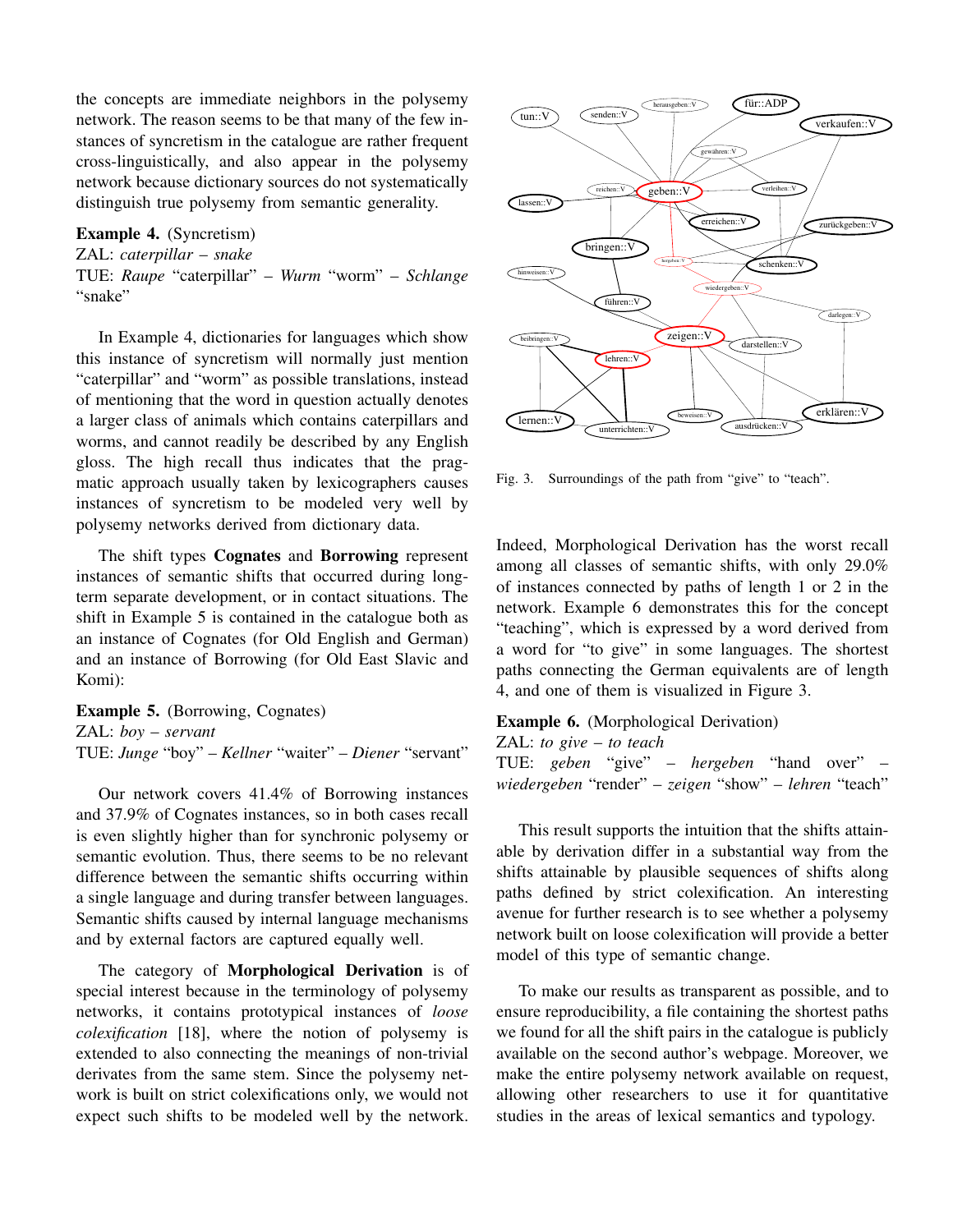the concepts are immediate neighbors in the polysemy network. The reason seems to be that many of the few instances of syncretism in the catalogue are rather frequent cross-linguistically, and also appear in the polysemy network because dictionary sources do not systematically distinguish true polysemy from semantic generality.

**Example 4.** (Syncretism)
ZAL: *caterpillar – snake*
TUE: *Raupe* "caterpillar" – *Wurm* "worm" – *Schlange* "snake"

In Example 4, dictionaries for languages which show this instance of syncretism will normally just mention "caterpillar" and "worm" as possible translations, instead of mentioning that the word in question actually denotes a larger class of animals which contains caterpillars and worms, and cannot readily be described by any English gloss. The high recall thus indicates that the pragmatic approach usually taken by lexicographers causes instances of syncretism to be modeled very well by polysemy networks derived from dictionary data.

The shift types **Cognates** and **Borrowing** represent instances of semantic shifts that occurred during long-term separate development, or in contact situations. The shift in Example 5 is contained in the catalogue both as an instance of Cognates (for Old English and German) and an instance of Borrowing (for Old East Slavic and Komi):

**Example 5.** (Borrowing, Cognates)
ZAL: *boy – servant*
TUE: *Junge* "boy" – *Kellner* "waiter" – *Diener* "servant"

Our network covers 41.4% of Borrowing instances and 37.9% of Cognates instances, so in both cases recall is even slightly higher than for synchronic polysemy or semantic evolution. Thus, there seems to be no relevant difference between the semantic shifts occurring within a single language and during transfer between languages. Semantic shifts caused by internal language mechanisms and by external factors are captured equally well.

The category of **Morphological Derivation** is of special interest because in the terminology of polysemy networks, it contains prototypical instances of *loose colexification* [18], where the notion of polysemy is extended to also connecting the meanings of non-trivial derivates from the same stem. Since the polysemy network is built on strict colexifications only, we would not expect such shifts to be modeled well by the network.

Fig. 3. Surroundings of the path from "give" to "teach".

Indeed, Morphological Derivation has the worst recall among all classes of semantic shifts, with only 29.0% of instances connected by paths of length 1 or 2 in the network. Example 6 demonstrates this for the concept "teaching", which is expressed by a word derived from a word for "to give" in some languages. The shortest paths connecting the German equivalents are of length 4, and one of them is visualized in Figure 3.

**Example 6.** (Morphological Derivation)
ZAL: *to give – to teach*
TUE: *geben* "give" – *hergeben* "hand over" – *wiedergeben* "render" – *zeigen* "show" – *lehren* "teach"

This result supports the intuition that the shifts attainable by derivation differ in a substantial way from the shifts attainable by plausible sequences of shifts along paths defined by strict colexification. An interesting avenue for further research is to see whether a polysemy network built on loose colexification will provide a better model of this type of semantic change.

To make our results as transparent as possible, and to ensure reproducibility, a file containing the shortest paths we found for all the shift pairs in the catalogue is publicly available on the second author's webpage. Moreover, we make the entire polysemy network available on request, allowing other researchers to use it for quantitative studies in the areas of lexical semantics and typology.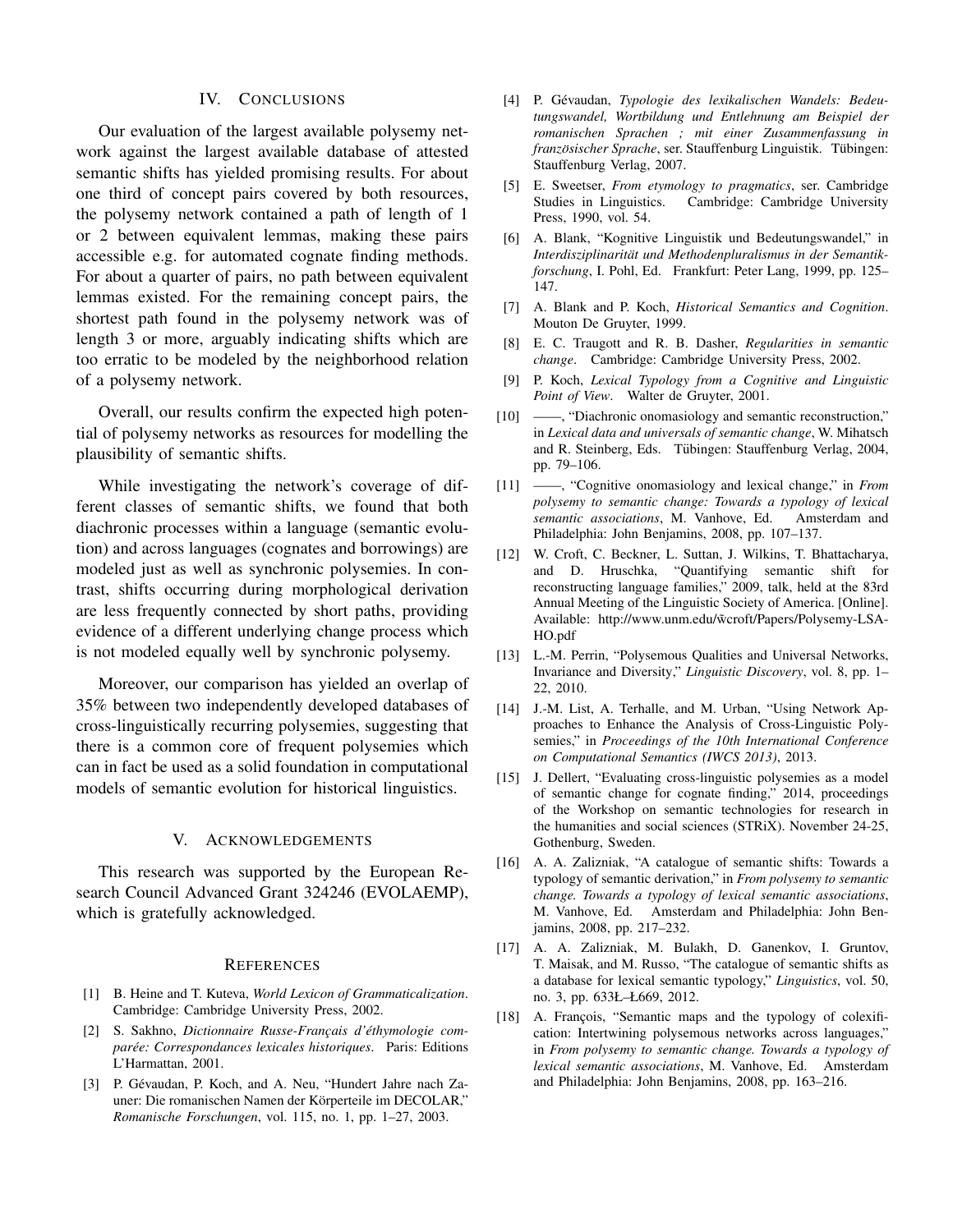## IV. Conclusions

Our evaluation of the largest available polysemy network against the largest available database of attested semantic shifts has yielded promising results. For about one third of concept pairs covered by both resources, the polysemy network contained a path of length of 1 or 2 between equivalent lemmas, making these pairs accessible e.g. for automated cognate finding methods. For about a quarter of pairs, no path between equivalent lemmas existed. For the remaining concept pairs, the shortest path found in the polysemy network was of length 3 or more, arguably indicating shifts which are too erratic to be modeled by the neighborhood relation of a polysemy network.

Overall, our results confirm the expected high potential of polysemy networks as resources for modelling the plausibility of semantic shifts.

While investigating the network's coverage of different classes of semantic shifts, we found that both diachronic processes within a language (semantic evolution) and across languages (cognates and borrowings) are modeled just as well as synchronic polysemies. In contrast, shifts occurring during morphological derivation are less frequently connected by short paths, providing evidence of a different underlying change process which is not modeled equally well by synchronic polysemy.

Moreover, our comparison has yielded an overlap of 35% between two independently developed databases of cross-linguistically recurring polysemies, suggesting that there is a common core of frequent polysemies which can in fact be used as a solid foundation in computational models of semantic evolution for historical linguistics.

## V. Acknowledgements

This research was supported by the European Research Council Advanced Grant 324246 (EVOLAEMP), which is gratefully acknowledged.

## References

[1] B. Heine and T. Kuteva, *World Lexicon of Grammaticalization*. Cambridge: Cambridge University Press, 2002.

[2] S. Sakhno, *Dictionnaire Russe-Français d'éthymologie comparée: Correspondances lexicales historiques*. Paris: Editions L'Harmattan, 2001.

[3] P. Gévaudan, P. Koch, and A. Neu, "Hundert Jahre nach Zauner: Die romanischen Namen der Körperteile im DECOLAR," *Romanische Forschungen*, vol. 115, no. 1, pp. 1–27, 2003.

[4] P. Gévaudan, *Typologie des lexikalischen Wandels: Bedeutungswandel, Wortbildung und Entlehnung am Beispiel der romanischen Sprachen ; mit einer Zusammenfassung in französischer Sprache*, ser. Stauffenburg Linguistik. Tübingen: Stauffenburg Verlag, 2007.

[5] E. Sweetser, *From etymology to pragmatics*, ser. Cambridge Studies in Linguistics. Cambridge: Cambridge University Press, 1990, vol. 54.

[6] A. Blank, "Kognitive Linguistik und Bedeutungswandel," in *Interdisziplinarität und Methodenpluralismus in der Semantikforschung*, I. Pohl, Ed. Frankfurt: Peter Lang, 1999, pp. 125–147.

[7] A. Blank and P. Koch, *Historical Semantics and Cognition*. Mouton De Gruyter, 1999.

[8] E. C. Traugott and R. B. Dasher, *Regularities in semantic change*. Cambridge: Cambridge University Press, 2002.

[9] P. Koch, *Lexical Typology from a Cognitive and Linguistic Point of View*. Walter de Gruyter, 2001.

[10] ——, "Diachronic onomasiology and semantic reconstruction," in *Lexical data and universals of semantic change*, W. Mihatsch and R. Steinberg, Eds. Tübingen: Stauffenburg Verlag, 2004, pp. 79–106.

[11] ——, "Cognitive onomasiology and lexical change," in *From polysemy to semantic change: Towards a typology of lexical semantic associations*, M. Vanhove, Ed. Amsterdam and Philadelphia: John Benjamins, 2008, pp. 107–137.

[12] W. Croft, C. Beckner, L. Suttan, J. Wilkins, T. Bhattacharya, and D. Hruschka, "Quantifying semantic shift for reconstructing language families," 2009, talk, held at the 83rd Annual Meeting of the Linguistic Society of America. [Online]. Available: http://www.unm.edu/w̃croft/Papers/Polysemy-LSA-HO.pdf

[13] L.-M. Perrin, "Polysemous Qualities and Universal Networks, Invariance and Diversity," *Linguistic Discovery*, vol. 8, pp. 1–22, 2010.

[14] J.-M. List, A. Terhalle, and M. Urban, "Using Network Approaches to Enhance the Analysis of Cross-Linguistic Polysemies," in *Proceedings of the 10th International Conference on Computational Semantics (IWCS 2013)*, 2013.

[15] J. Dellert, "Evaluating cross-linguistic polysemies as a model of semantic change for cognate finding," 2014, proceedings of the Workshop on semantic technologies for research in the humanities and social sciences (STRiX). November 24-25, Gothenburg, Sweden.

[16] A. A. Zalizniak, "A catalogue of semantic shifts: Towards a typology of semantic derivation," in *From polysemy to semantic change. Towards a typology of lexical semantic associations*, M. Vanhove, Ed. Amsterdam and Philadelphia: John Benjamins, 2008, pp. 217–232.

[17] A. A. Zalizniak, M. Bulakh, D. Ganenkov, I. Gruntov, T. Maisak, and M. Russo, "The catalogue of semantic shifts as a database for lexical semantic typology," *Linguistics*, vol. 50, no. 3, pp. 633Ł–Ł669, 2012.

[18] A. François, "Semantic maps and the typology of colexification: Intertwining polysemous networks across languages," in *From polysemy to semantic change. Towards a typology of lexical semantic associations*, M. Vanhove, Ed. Amsterdam and Philadelphia: John Benjamins, 2008, pp. 163–216.